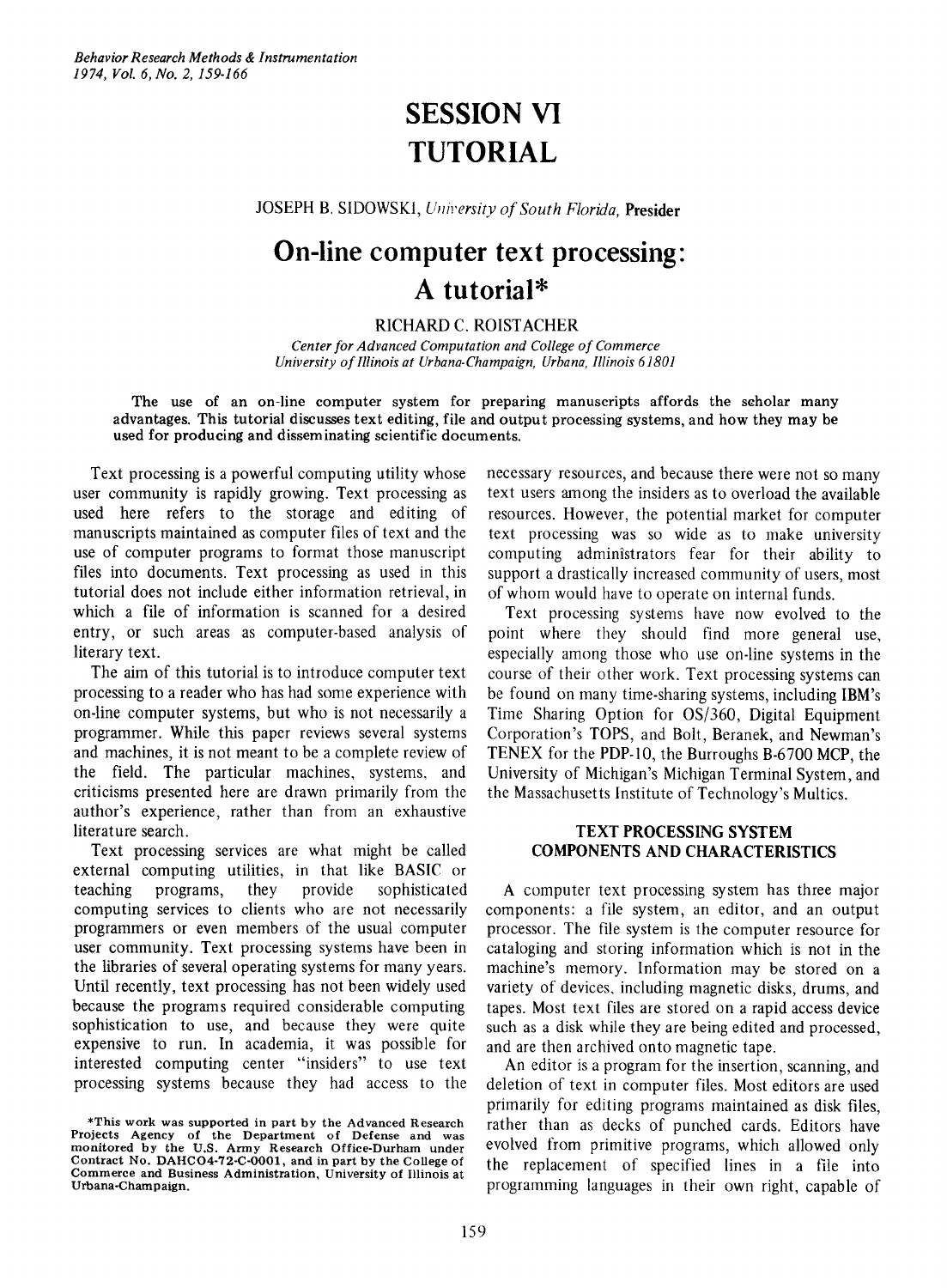# SESSION VI
# TUTORIAL

JOSEPH B. SIDOWSKI, *University of South Florida,* **Presider**

## On-line computer text processing: A tutorial*

RICHARD C. ROISTACHER

*Center for Advanced Computation and College of Commerce*
*University of Illinois at Urbana-Champaign, Urbana, Illinois 61801*

**The use of an on-line computer system for preparing manuscripts affords the scholar many advantages. This tutorial discusses text editing, file and output processing systems, and how they may be used for producing and disseminating scientific documents.**

Text processing is a powerful computing utility whose user community is rapidly growing. Text processing as used here refers to the storage and editing of manuscripts maintained as computer files of text and the use of computer programs to format those manuscript files into documents. Text processing as used in this tutorial does not include either information retrieval, in which a file of information is scanned for a desired entry, or such areas as computer-based analysis of literary text.

The aim of this tutorial is to introduce computer text processing to a reader who has had some experience with on-line computer systems, but who is not necessarily a programmer. While this paper reviews several systems and machines, it is not meant to be a complete review of the field. The particular machines, systems, and criticisms presented here are drawn primarily from the author's experience, rather than from an exhaustive literature search.

Text processing services are what might be called external computing utilities, in that like BASIC or teaching programs, they provide sophisticated computing services to clients who are not necessarily programmers or even members of the usual computer user community. Text processing systems have been in the libraries of several operating systems for many years. Until recently, text processing has not been widely used because the programs required considerable computing sophistication to use, and because they were quite expensive to run. In academia, it was possible for interested computing center "insiders" to use text processing systems because they had access to the necessary resources, and because there were not so many text users among the insiders as to overload the available resources. However, the potential market for computer text processing was so wide as to make university computing administrators fear for their ability to support a drastically increased community of users, most of whom would have to operate on internal funds.

Text processing systems have now evolved to the point where they should find more general use, especially among those who use on-line systems in the course of their other work. Text processing systems can be found on many time-sharing systems, including IBM's Time Sharing Option for OS/360, Digital Equipment Corporation's TOPS, and Bolt, Beranek, and Newman's TENEX for the PDP-10, the Burroughs B-6700 MCP, the University of Michigan's Michigan Terminal System, and the Massachusetts Institute of Technology's Multics.

### TEXT PROCESSING SYSTEM COMPONENTS AND CHARACTERISTICS

A computer text processing system has three major components: a file system, an editor, and an output processor. The file system is the computer resource for cataloging and storing information which is not in the machine's memory. Information may be stored on a variety of devices, including magnetic disks, drums, and tapes. Most text files are stored on a rapid access device such as a disk while they are being edited and processed, and are then archived onto magnetic tape.

An editor is a program for the insertion, scanning, and deletion of text in computer files. Most editors are used primarily for editing programs maintained as disk files, rather than as decks of punched cards. Editors have evolved from primitive programs, which allowed only the replacement of specified lines in a file into programming languages in their own right, capable of

*This work was supported in part by the Advanced Research Projects Agency of the Department of Defense and was monitored by the U.S. Army Research Office-Durham under Contract No. DAHC04-72-C-0001, and in part by the College of Commerce and Business Administration, University of Illinois at Urbana-Champaign.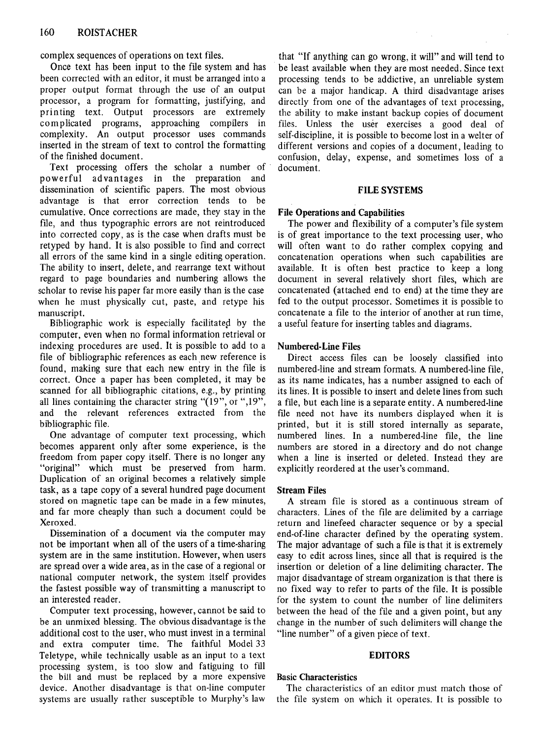complex sequences of operations on text files.

Once text has been input to the file system and has been corrected with an editor, it must be arranged into a proper output format through the use of an output processor, a program for formatting, justifying, and printing text. Output processors are extremely complicated programs, approaching compilers in complexity. An output processor uses commands inserted in the stream of text to control the formatting of the finished document.

Text processing offers the scholar a number of powerful advantages in the preparation and dissemination of scientific papers. The most obvious advantage is that error correction tends to be cumulative. Once corrections are made, they stay in the file, and thus typographic errors are not reintroduced into corrected copy, as is the case when drafts must be retyped by hand. It is also possible to find and correct all errors of the same kind in a single editing operation. The ability to insert, delete, and rearrange text without regard to page boundaries and numbering allows the scholar to revise his paper far more easily than is the case when he must physically cut, paste, and retype his manuscript.

Bibliographic work is especially facilitated by the computer, even when no formal information retrieval or indexing procedures are used. It is possible to add to a file of bibliographic references as each new reference is found, making sure that each new entry in the file is correct. Once a paper has been completed, it may be scanned for all bibliographic citations, e.g., by printing all lines containing the character string "(19", or ",19", and the relevant references extracted from the bibliographic file.

One advantage of computer text processing, which becomes apparent only after some experience, is the freedom from paper copy itself. There is no longer any "original" which must be preserved from harm. Duplication of an original becomes a relatively simple task, as a tape copy of a several hundred page document stored on magnetic tape can be made in a few minutes, and far more cheaply than such a document could be Xeroxed.

Dissemination of a document via the computer may not be important when all of the users of a time-sharing system are in the same institution. However, when users are spread over a wide area, as in the case of a regional or national computer network, the system itself provides the fastest possible way of transmitting a manuscript to an interested reader.

Computer text processing, however, cannot be said to be an unmixed blessing. The obvious disadvantage is the additional cost to the user, who must invest in a terminal and extra computer time. The faithful Model 33 Teletype, while technically usable as an input to a text processing system, is too slow and fatiguing to fill the bill and must be replaced by a more expensive device. Another disadvantage is that on-line computer systems are usually rather susceptible to Murphy's law that "If anything can go wrong, it will" and will tend to be least available when they are most needed. Since text processing tends to be addictive, an unreliable system can be a major handicap. A third disadvantage arises directly from one of the advantages of text processing, the ability to make instant backup copies of document files. Unless the user exercises a good deal of self-discipline, it is possible to become lost in a welter of different versions and copies of a document, leading to confusion, delay, expense, and sometimes loss of a document.

## FILE SYSTEMS

### File Operations and Capabilities

The power and flexibility of a computer's file system is of great importance to the text processing user, who will often want to do rather complex copying and concatenation operations when such capabilities are available. It is often best practice to keep a long document in several relatively short files, which are concatenated (attached end to end) at the time they are fed to the output processor. Sometimes it is possible to concatenate a file to the interior of another at run time, a useful feature for inserting tables and diagrams.

### Numbered-Line Files

Direct access files can be loosely classified into numbered-line and stream formats. A numbered-line file, as its name indicates, has a number assigned to each of its lines. It is possible to insert and delete lines from such a file, but each line is a separate entity. A numbered-line file need not have its numbers displayed when it is printed, but it is still stored internally as separate, numbered lines. In a numbered-line file, the line numbers are stored in a directory and do not change when a line is inserted or deleted. Instead they are explicitly reordered at the user's command.

### Stream Files

A stream file is stored as a continuous stream of characters. Lines of the file are delimited by a carriage return and linefeed character sequence or by a special end-of-line character defined by the operating system. The major advantage of such a file is that it is extremely easy to edit across lines, since all that is required is the insertion or deletion of a line delimiting character. The major disadvantage of stream organization is that there is no fixed way to refer to parts of the file. It is possible for the system to count the number of line delimiters between the head of the file and a given point, but any change in the number of such delimiters will change the "line number" of a given piece of text.

## EDITORS

### Basic Characteristics

The characteristics of an editor must match those of the file system on which it operates. It is possible to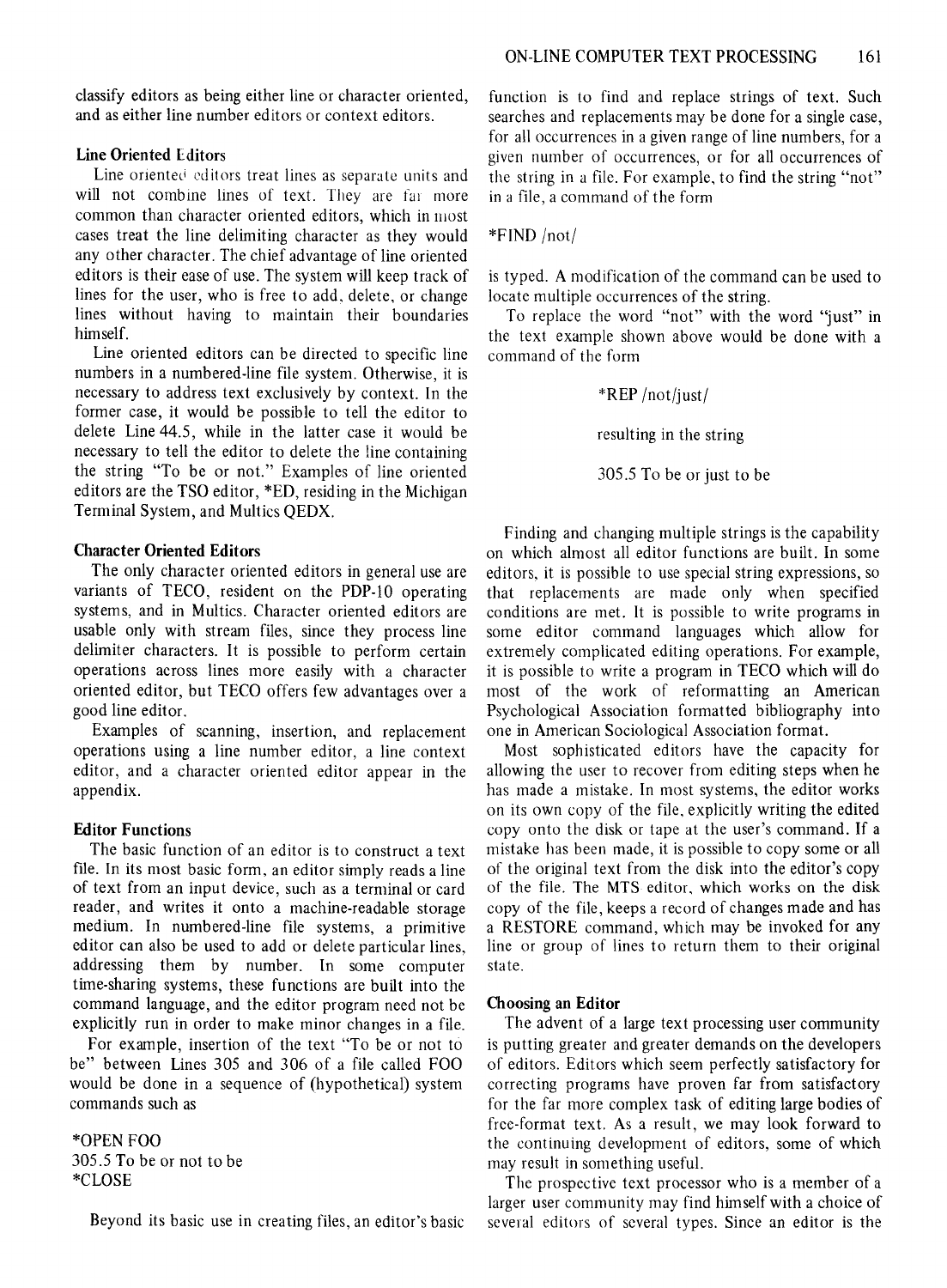classify editors as being either line or character oriented, and as either line number editors or context editors.

### Line Oriented Editors

Line oriented editors treat lines as separate units and will not combine lines of text. They are far more common than character oriented editors, which in most cases treat the line delimiting character as they would any other character. The chief advantage of line oriented editors is their ease of use. The system will keep track of lines for the user, who is free to add, delete, or change lines without having to maintain their boundaries himself.

Line oriented editors can be directed to specific line numbers in a numbered-line file system. Otherwise, it is necessary to address text exclusively by context. In the former case, it would be possible to tell the editor to delete Line 44.5, while in the latter case it would be necessary to tell the editor to delete the line containing the string "To be or not." Examples of line oriented editors are the TSO editor, *ED, residing in the Michigan Terminal System, and Multics QEDX.

### Character Oriented Editors

The only character oriented editors in general use are variants of TECO, resident on the PDP-10 operating systems, and in Multics. Character oriented editors are usable only with stream files, since they process line delimiter characters. It is possible to perform certain operations across lines more easily with a character oriented editor, but TECO offers few advantages over a good line editor.

Examples of scanning, insertion, and replacement operations using a line number editor, a line context editor, and a character oriented editor appear in the appendix.

### Editor Functions

The basic function of an editor is to construct a text file. In its most basic form, an editor simply reads a line of text from an input device, such as a terminal or card reader, and writes it onto a machine-readable storage medium. In numbered-line file systems, a primitive editor can also be used to add or delete particular lines, addressing them by number. In some computer time-sharing systems, these functions are built into the command language, and the editor program need not be explicitly run in order to make minor changes in a file.

For example, insertion of the text "To be or not to be" between Lines 305 and 306 of a file called FOO would be done in a sequence of (hypothetical) system commands such as

```
*OPEN FOO
305.5 To be or not to be
*CLOSE
```

Beyond its basic use in creating files, an editor's basic function is to find and replace strings of text. Such searches and replacements may be done for a single case, for all occurrences in a given range of line numbers, for a given number of occurrences, or for all occurrences of the string in a file. For example, to find the string "not" in a file, a command of the form

```
*FIND /not/
```

is typed. A modification of the command can be used to locate multiple occurrences of the string.

To replace the word "not" with the word "just" in the text example shown above would be done with a command of the form

```
*REP /not/just/
```

resulting in the string

```
305.5 To be or just to be
```

Finding and changing multiple strings is the capability on which almost all editor functions are built. In some editors, it is possible to use special string expressions, so that replacements are made only when specified conditions are met. It is possible to write programs in some editor command languages which allow for extremely complicated editing operations. For example, it is possible to write a program in TECO which will do most of the work of reformatting an American Psychological Association formatted bibliography into one in American Sociological Association format.

Most sophisticated editors have the capacity for allowing the user to recover from editing steps when he has made a mistake. In most systems, the editor works on its own copy of the file, explicitly writing the edited copy onto the disk or tape at the user's command. If a mistake has been made, it is possible to copy some or all of the original text from the disk into the editor's copy of the file. The MTS editor, which works on the disk copy of the file, keeps a record of changes made and has a RESTORE command, which may be invoked for any line or group of lines to return them to their original state.

### Choosing an Editor

The advent of a large text processing user community is putting greater and greater demands on the developers of editors. Editors which seem perfectly satisfactory for correcting programs have proven far from satisfactory for the far more complex task of editing large bodies of free-format text. As a result, we may look forward to the continuing development of editors, some of which may result in something useful.

The prospective text processor who is a member of a larger user community may find himself with a choice of several editors of several types. Since an editor is the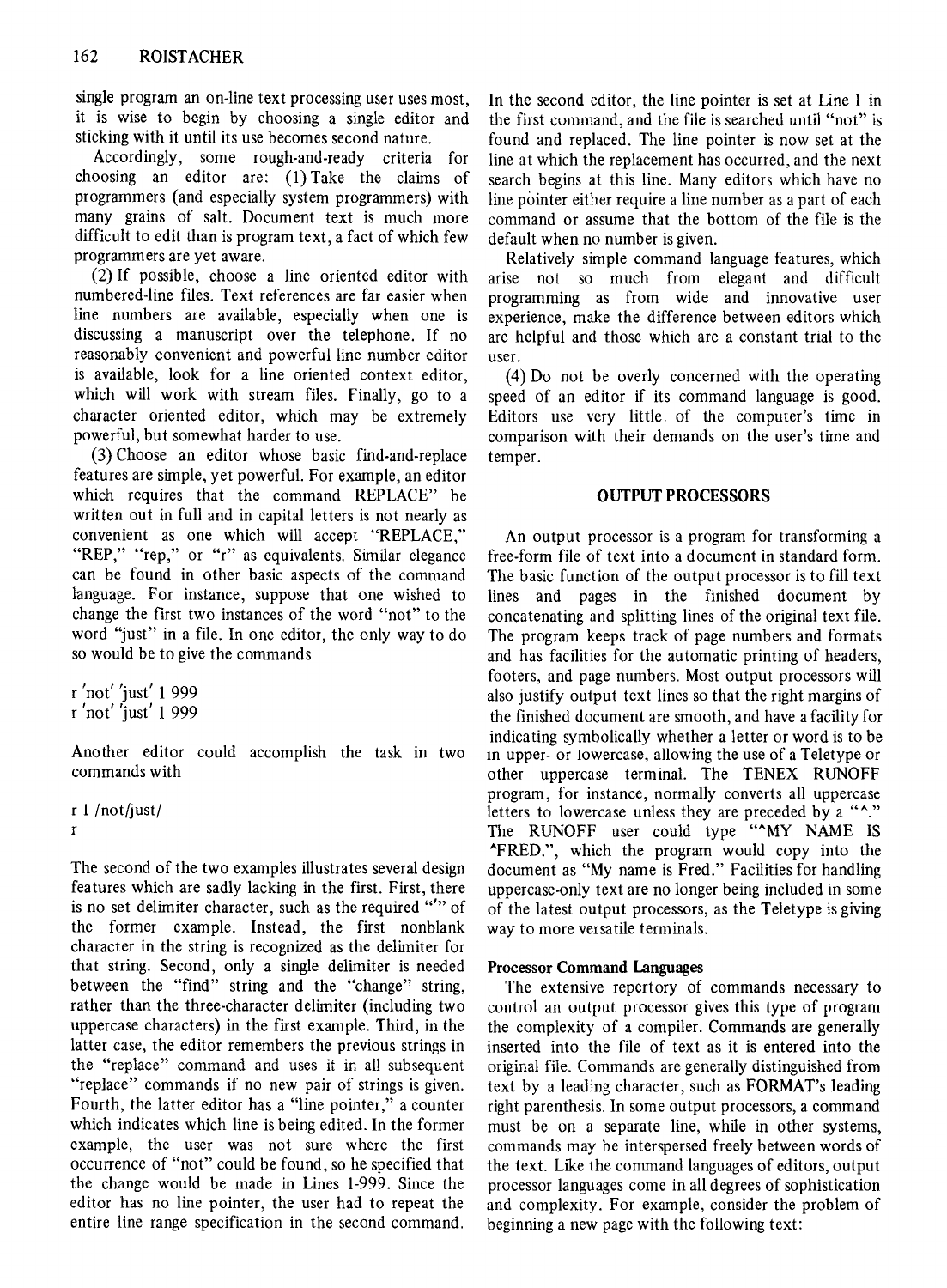single program an on-line text processing user uses most, it is wise to begin by choosing a single editor and sticking with it until its use becomes second nature.

Accordingly, some rough-and-ready criteria for choosing an editor are: (1) Take the claims of programmers (and especially system programmers) with many grains of salt. Document text is much more difficult to edit than is program text, a fact of which few programmers are yet aware.

(2) If possible, choose a line oriented editor with numbered-line files. Text references are far easier when line numbers are available, especially when one is discussing a manuscript over the telephone. If no reasonably convenient and powerful line number editor is available, look for a line oriented context editor, which will work with stream files. Finally, go to a character oriented editor, which may be extremely powerful, but somewhat harder to use.

(3) Choose an editor whose basic find-and-replace features are simple, yet powerful. For example, an editor which requires that the command REPLACE" be written out in full and in capital letters is not nearly as convenient as one which will accept "REPLACE," "REP," "rep," or "r" as equivalents. Similar elegance can be found in other basic aspects of the command language. For instance, suppose that one wished to change the first two instances of the word "not" to the word "just" in a file. In one editor, the only way to do so would be to give the commands

```
r 'not' 'just' 1 999
r 'not' 'just' 1 999
```

Another editor could accomplish the task in two commands with

```
r 1 /not/just/
r
```

The second of the two examples illustrates several design features which are sadly lacking in the first. First, there is no set delimiter character, such as the required "'" of the former example. Instead, the first nonblank character in the string is recognized as the delimiter for that string. Second, only a single delimiter is needed between the "find" string and the "change" string, rather than the three-character delimiter (including two uppercase characters) in the first example. Third, in the latter case, the editor remembers the previous strings in the "replace" command and uses it in all subsequent "replace" commands if no new pair of strings is given. Fourth, the latter editor has a "line pointer," a counter which indicates which line is being edited. In the former example, the user was not sure where the first occurrence of "not" could be found, so he specified that the change would be made in Lines 1-999. Since the editor has no line pointer, the user had to repeat the entire line range specification in the second command. In the second editor, the line pointer is set at Line 1 in the first command, and the file is searched until "not" is found and replaced. The line pointer is now set at the line at which the replacement has occurred, and the next search begins at this line. Many editors which have no line pointer either require a line number as a part of each command or assume that the bottom of the file is the default when no number is given.

Relatively simple command language features, which arise not so much from elegant and difficult programming as from wide and innovative user experience, make the difference between editors which are helpful and those which are a constant trial to the user.

(4) Do not be overly concerned with the operating speed of an editor if its command language is good. Editors use very little of the computer's time in comparison with their demands on the user's time and temper.

## OUTPUT PROCESSORS

An output processor is a program for transforming a free-form file of text into a document in standard form. The basic function of the output processor is to fill text lines and pages in the finished document by concatenating and splitting lines of the original text file. The program keeps track of page numbers and formats and has facilities for the automatic printing of headers, footers, and page numbers. Most output processors will also justify output text lines so that the right margins of the finished document are smooth, and have a facility for indicating symbolically whether a letter or word is to be in upper- or lowercase, allowing the use of a Teletype or other uppercase terminal. The TENEX RUNOFF program, for instance, normally converts all uppercase letters to lowercase unless they are preceded by a "^." The RUNOFF user could type "^MY NAME IS ^FRED.", which the program would copy into the document as "My name is Fred." Facilities for handling uppercase-only text are no longer being included in some of the latest output processors, as the Teletype is giving way to more versatile terminals.

### Processor Command Languages

The extensive repertory of commands necessary to control an output processor gives this type of program the complexity of a compiler. Commands are generally inserted into the file of text as it is entered into the original file. Commands are generally distinguished from text by a leading character, such as FORMAT's leading right parenthesis. In some output processors, a command must be on a separate line, while in other systems, commands may be interspersed freely between words of the text. Like the command languages of editors, output processor languages come in all degrees of sophistication and complexity. For example, consider the problem of beginning a new page with the following text: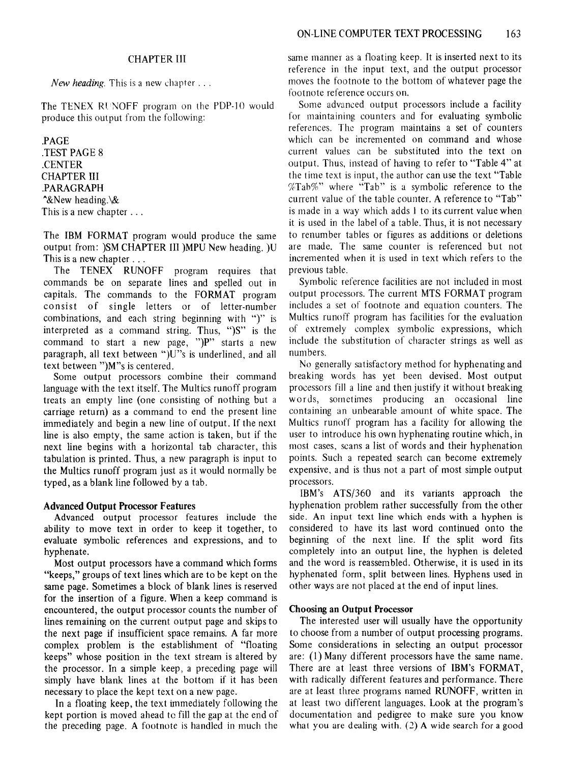CHAPTER III

*New heading.* This is a new chapter . . .

The TENEX RUNOFF program on the PDP-10 would produce this output from the following:

```
.PAGE
.TEST PAGE 8
.CENTER
CHAPTER III
.PARAGRAPH
^&New heading.\&
This is a new chapter . . .
```

The IBM FORMAT program would produce the same output from: )SM CHAPTER III )MPU New heading. )U This is a new chapter . . .

The TENEX RUNOFF program requires that commands be on separate lines and spelled out in capitals. The commands to the FORMAT program consist of single letters or of letter-number combinations, and each string beginning with ")" is interpreted as a command string. Thus, ")S" is the command to start a new page, ")P" starts a new paragraph, all text between ")U"s is underlined, and all text between ")M"s is centered.

Some output processors combine their command language with the text itself. The Multics runoff program treats an empty line (one consisting of nothing but a carriage return) as a command to end the present line immediately and begin a new line of output. If the next line is also empty, the same action is taken, but if the next line begins with a horizontal tab character, this tabulation is printed. Thus, a new paragraph is input to the Multics runoff program just as it would normally be typed, as a blank line followed by a tab.

### Advanced Output Processor Features

Advanced output processor features include the ability to move text in order to keep it together, to evaluate symbolic references and expressions, and to hyphenate.

Most output processors have a command which forms "keeps," groups of text lines which are to be kept on the same page. Sometimes a block of blank lines is reserved for the insertion of a figure. When a keep command is encountered, the output processor counts the number of lines remaining on the current output page and skips to the next page if insufficient space remains. A far more complex problem is the establishment of "floating keeps" whose position in the text stream is altered by the processor. In a simple keep, a preceding page will simply have blank lines at the bottom if it has been necessary to place the kept text on a new page.

In a floating keep, the text immediately following the kept portion is moved ahead to fill the gap at the end of the preceding page. A footnote is handled in much the same manner as a floating keep. It is inserted next to its reference in the input text, and the output processor moves the footnote to the bottom of whatever page the footnote reference occurs on.

Some advanced output processors include a facility for maintaining counters and for evaluating symbolic references. The program maintains a set of counters which can be incremented on command and whose current values can be substituted into the text on output. Thus, instead of having to refer to "Table 4" at the time text is input, the author can use the text "Table %Tab%" where "Tab" is a symbolic reference to the current value of the table counter. A reference to "Tab" is made in a way which adds 1 to its current value when it is used in the label of a table. Thus, it is not necessary to renumber tables or figures as additions or deletions are made. The same counter is referenced but not incremented when it is used in text which refers to the previous table.

Symbolic reference facilities are not included in most output processors. The current MTS FORMAT program includes a set of footnote and equation counters. The Multics runoff program has facilities for the evaluation of extremely complex symbolic expressions, which include the substitution of character strings as well as numbers.

No generally satisfactory method for hyphenating and breaking words has yet been devised. Most output processors fill a line and then justify it without breaking words, sometimes producing an occasional line containing an unbearable amount of white space. The Multics runoff program has a facility for allowing the user to introduce his own hyphenating routine which, in most cases, scans a list of words and their hyphenation points. Such a repeated search can become extremely expensive, and is thus not a part of most simple output processors.

IBM's ATS/360 and its variants approach the hyphenation problem rather successfully from the other side. An input text line which ends with a hyphen is considered to have its last word continued onto the beginning of the next line. If the split word fits completely into an output line, the hyphen is deleted and the word is reassembled. Otherwise, it is used in its hyphenated form, split between lines. Hyphens used in other ways are not placed at the end of input lines.

### Choosing an Output Processor

The interested user will usually have the opportunity to choose from a number of output processing programs. Some considerations in selecting an output processor are: (1) Many different processors have the same name. There are at least three versions of IBM's FORMAT, with radically different features and performance. There are at least three programs named RUNOFF, written in at least two different languages. Look at the program's documentation and pedigree to make sure you know what you are dealing with. (2) A wide search for a good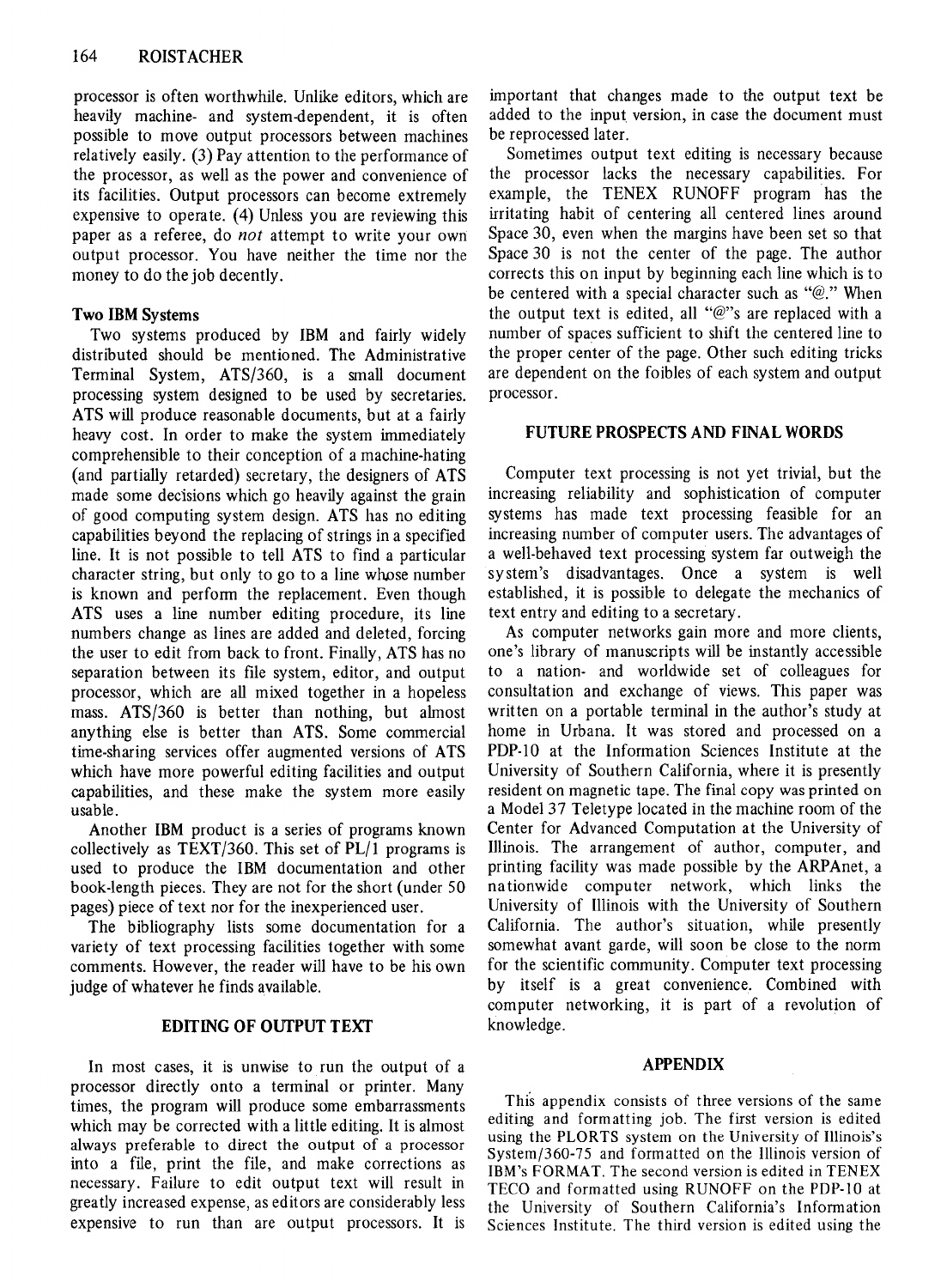processor is often worthwhile. Unlike editors, which are heavily machine- and system-dependent, it is often possible to move output processors between machines relatively easily. (3) Pay attention to the performance of the processor, as well as the power and convenience of its facilities. Output processors can become extremely expensive to operate. (4) Unless you are reviewing this paper as a referee, do *not* attempt to write your own output processor. You have neither the time nor the money to do the job decently.

### Two IBM Systems

Two systems produced by IBM and fairly widely distributed should be mentioned. The Administrative Terminal System, ATS/360, is a small document processing system designed to be used by secretaries. ATS will produce reasonable documents, but at a fairly heavy cost. In order to make the system immediately comprehensible to their conception of a machine-hating (and partially retarded) secretary, the designers of ATS made some decisions which go heavily against the grain of good computing system design. ATS has no editing capabilities beyond the replacing of strings in a specified line. It is not possible to tell ATS to find a particular character string, but only to go to a line whose number is known and perform the replacement. Even though ATS uses a line number editing procedure, its line numbers change as lines are added and deleted, forcing the user to edit from back to front. Finally, ATS has no separation between its file system, editor, and output processor, which are all mixed together in a hopeless mass. ATS/360 is better than nothing, but almost anything else is better than ATS. Some commercial time-sharing services offer augmented versions of ATS which have more powerful editing facilities and output capabilities, and these make the system more easily usable.

Another IBM product is a series of programs known collectively as TEXT/360. This set of PL/1 programs is used to produce the IBM documentation and other book-length pieces. They are not for the short (under 50 pages) piece of text nor for the inexperienced user.

The bibliography lists some documentation for a variety of text processing facilities together with some comments. However, the reader will have to be his own judge of whatever he finds available.

## EDITING OF OUTPUT TEXT

In most cases, it is unwise to run the output of a processor directly onto a terminal or printer. Many times, the program will produce some embarrassments which may be corrected with a little editing. It is almost always preferable to direct the output of a processor into a file, print the file, and make corrections as necessary. Failure to edit output text will result in greatly increased expense, as editors are considerably less expensive to run than are output processors. It is important that changes made to the output text be added to the input version, in case the document must be reprocessed later.

Sometimes output text editing is necessary because the processor lacks the necessary capabilities. For example, the TENEX RUNOFF program has the irritating habit of centering all centered lines around Space 30, even when the margins have been set so that Space 30 is not the center of the page. The author corrects this on input by beginning each line which is to be centered with a special character such as "@." When the output text is edited, all "@"s are replaced with a number of spaces sufficient to shift the centered line to the proper center of the page. Other such editing tricks are dependent on the foibles of each system and output processor.

## FUTURE PROSPECTS AND FINAL WORDS

Computer text processing is not yet trivial, but the increasing reliability and sophistication of computer systems has made text processing feasible for an increasing number of computer users. The advantages of a well-behaved text processing system far outweigh the system's disadvantages. Once a system is well established, it is possible to delegate the mechanics of text entry and editing to a secretary.

As computer networks gain more and more clients, one's library of manuscripts will be instantly accessible to a nation- and worldwide set of colleagues for consultation and exchange of views. This paper was written on a portable terminal in the author's study at home in Urbana. It was stored and processed on a PDP-10 at the Information Sciences Institute at the University of Southern California, where it is presently resident on magnetic tape. The final copy was printed on a Model 37 Teletype located in the machine room of the Center for Advanced Computation at the University of Illinois. The arrangement of author, computer, and printing facility was made possible by the ARPAnet, a nationwide computer network, which links the University of Illinois with the University of Southern California. The author's situation, while presently somewhat avant garde, will soon be close to the norm for the scientific community. Computer text processing by itself is a great convenience. Combined with computer networking, it is part of a revolution of knowledge.

## APPENDIX

This appendix consists of three versions of the same editing and formatting job. The first version is edited using the PLORTS system on the University of Illinois's System/360-75 and formatted on the Illinois version of IBM's FORMAT. The second version is edited in TENEX TECO and formatted using RUNOFF on the PDP-10 at the University of Southern California's Information Sciences Institute. The third version is edited using the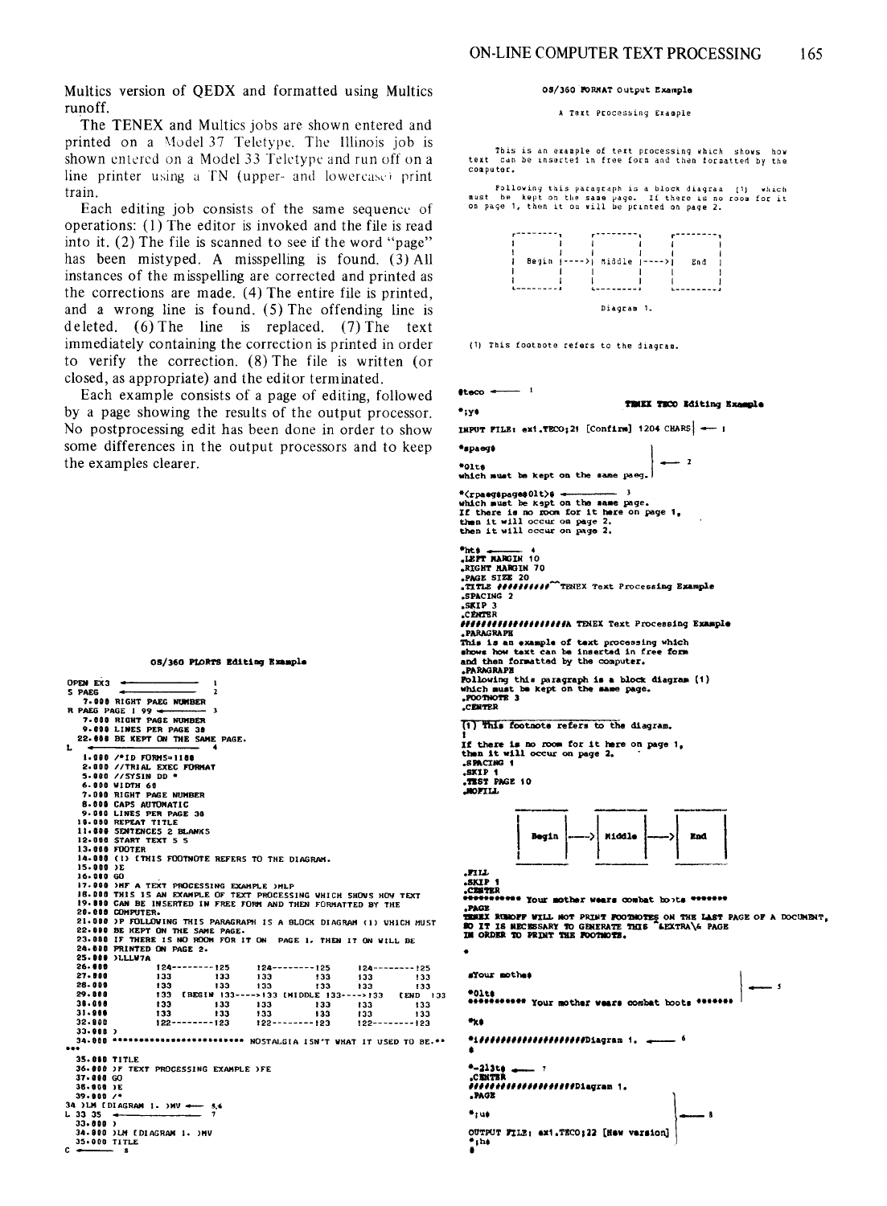Multics version of QEDX and formatted using Multics runoff.

The TENEX and Multics jobs are shown entered and printed on a Model 37 Teletype. The Illinois job is shown entered on a Model 33 Teletype and run off on a line printer using a TN (upper- and lowercase) print train.

Each editing job consists of the same sequence of operations: (1) The editor is invoked and the file is read into it. (2) The file is scanned to see if the word "page" has been mistyped. A misspelling is found. (3) All instances of the misspelling are corrected and printed as the corrections are made. (4) The entire file is printed, and a wrong line is found. (5) The offending line is deleted. (6) The line is replaced. (7) The text immediately containing the correction is printed in order to verify the correction. (8) The file is written (or closed, as appropriate) and the editor terminated.

Each example consists of a page of editing, followed by a page showing the results of the output processor. No postprocessing edit has been done in order to show some differences in the output processors and to keep the examples clearer.

**OS/360 FLORTS Editing Example**

```
OPEN EX3 ◄────────── 1
S PAEG   ◄────────── 2
   7.000 RIGHT PAEG NUMBER
R PAEG PAGE 1 99 ◄──── 3
   7.000 RIGHT PAGE NUMBER
   9.000 LINES PER PAGE 30
  22.000 BE KEPT ON THE SAME PAGE.
L ◄──────────────── 4
   1.000 /*ID FORMS=1100
   2.000 //TRIAL EXEC FORMAT
   5.000 //SYSIN DD *
   6.000 WIDTH 60
   7.000 RIGHT PAGE NUMBER
   8.000 CAPS AUTOMATIC
   9.000 LINES PER PAGE 30
  10.000 REPEAT TITLE
  11.000 SENTENCES 2 BLANKS
  12.000 START TEXT 5 5
  13.000 FOOTER
  14.000 (1) [THIS FOOTNOTE REFERS TO THE DIAGRAM.
  15.000 )E
  16.000 GO
  17.000 )HF A TEXT PROCESSING EXAMPLE )HLP
  18.000 THIS IS AN EXAMPLE OF TEXT PROCESSING WHICH SHOWS HOW TEXT
  19.000 CAN BE INSERTED IN FREE FORM AND THEN FORMATTED BY THE
  20.000 COMPUTER.
  21.000 )P FOLLOWING THIS PARAGRAPH IS A BLOCK DIAGRAM (1) WHICH MUST
  22.000 BE KEPT ON THE SAME PAGE.
  23.000 IF THERE IS NO ROOM FOR IT ON  PAGE 1, THEN IT ON WILL BE
  24.000 PRINTED ON PAGE 2.
  25.000 )LLLW7A
  26.000         124--------125     124--------125     124--------125
  27.000         133         133    133         133    133         133
  28.000         133         133    133         133    133         133
  29.000         133  [BEGIN 133---->133 [MIDDLE 133---->133  [END  133
  30.000         133         133    133         133    133         133
  31.000         133         133    133         133    133         133
  32.000         122--------123     122--------123     122--------123
  33.000 )
  34.000 ************************ NOSTALGIA ISN'T WHAT IT USED TO BE.**
***
  35.000 TITLE
  36.000 )F TEXT PROCESSING EXAMPLE )FE
  37.000 GO
  38.000 )E
  39.000 /*
34 )LM [DIAGRAM 1. )MV ◄── 5,6
L 33 35 ◄──────────── 7
  33.000 )
  34.000 )LM [DIAGRAM 1. )MV
  35.000 TITLE
C ◄──── 8
```

**OS/360 FORMAT Output Example**

```
                    A Text Processing Example

     This is an example of text processing which  shows  how
text  can be inserted in free form and then formatted by the
computer.

     Following this paragraph is a block diagram  (1)  which
must  be  kept on the same page.  If there is no room for it
on page 1, then it on will be printed on page 2.

       r--------,        r--------,        r--------,
       |        |        |        |        |        |
       |        |        |        |        |        |
       | Begin  |---->|  Middle  |---->|   End    |
       |        |        |        |        |        |
       |        |        |        |        |        |
       L--------J        L--------J        L--------J

                           Diagram 1.

(1) This footnote refers to the diagram.
```

**TENEX TECO Editing Example**

```
*teco ◄──── 1
*;y$
INPUT FILE: ex1.TECO;21 [Confirm] 1204 CHARS| ◄── 1
*spaeg$
*0lt$                                          ◄── 2
which must be kept on the same paeg.
*<rpaeg$page$0lt>$ ◄──────── 3
which must be kept on the same page.
If there is no room for it here on page 1,
then it will occur on page 2.
then it will occur on page 2.

*ht$ ◄───── 4
.LEFT MARGIN 10
.RIGHT MARGIN 70
.PAGE SIZE 20
.TITLE #########^TENEX Text Processing Example
.SPACING 2
.SKIP 3
.CENTER
###################A TENEX Text Processing Example
.PARAGRAPH
This is an example of text processing which
shows how text can be inserted in free form
and then formatted by the computer.
.PARAGRAPH
Following this paragraph is a block diagram (1)
which must be kept on the same page.
.FOOTNOTE 3
.CENTER
(1) This footnote refers to the diagram.
!
If there is no room for it here on page 1,
then it will occur on page 2.
.SPACING 1
.SKIP 1
.TEST PAGE 10
.NOFILL

     | Begin |---->| Middle |---->| End |

.FILL
.SKIP 1
.CENTER
*********** Your mother wears combat boots *******
.PAGE
TENEX RUNOFF WILL NOT PRINT FOOTNOTES ON THE LAST PAGE OF A DOCUMENT,
SO IT IS NECESSARY TO GENERATE THIS ^&EXTRA\& PAGE
IN ORDER TO PRINT THE FOOTNOTE.
*

*sYour mothe$
*0lt$                                          ◄── 5
*********** Your mother wears combat boots *******

*k$

*i###################Diagram 1. ◄──── 6
$

*-2l3t$ ◄──── 7
.CENTER
###################Diagram 1.
.PAGE

*;u$                                           ◄── 8
OUTPUT FILE: ex1.TECO;22 [New version]
*;h$
$
```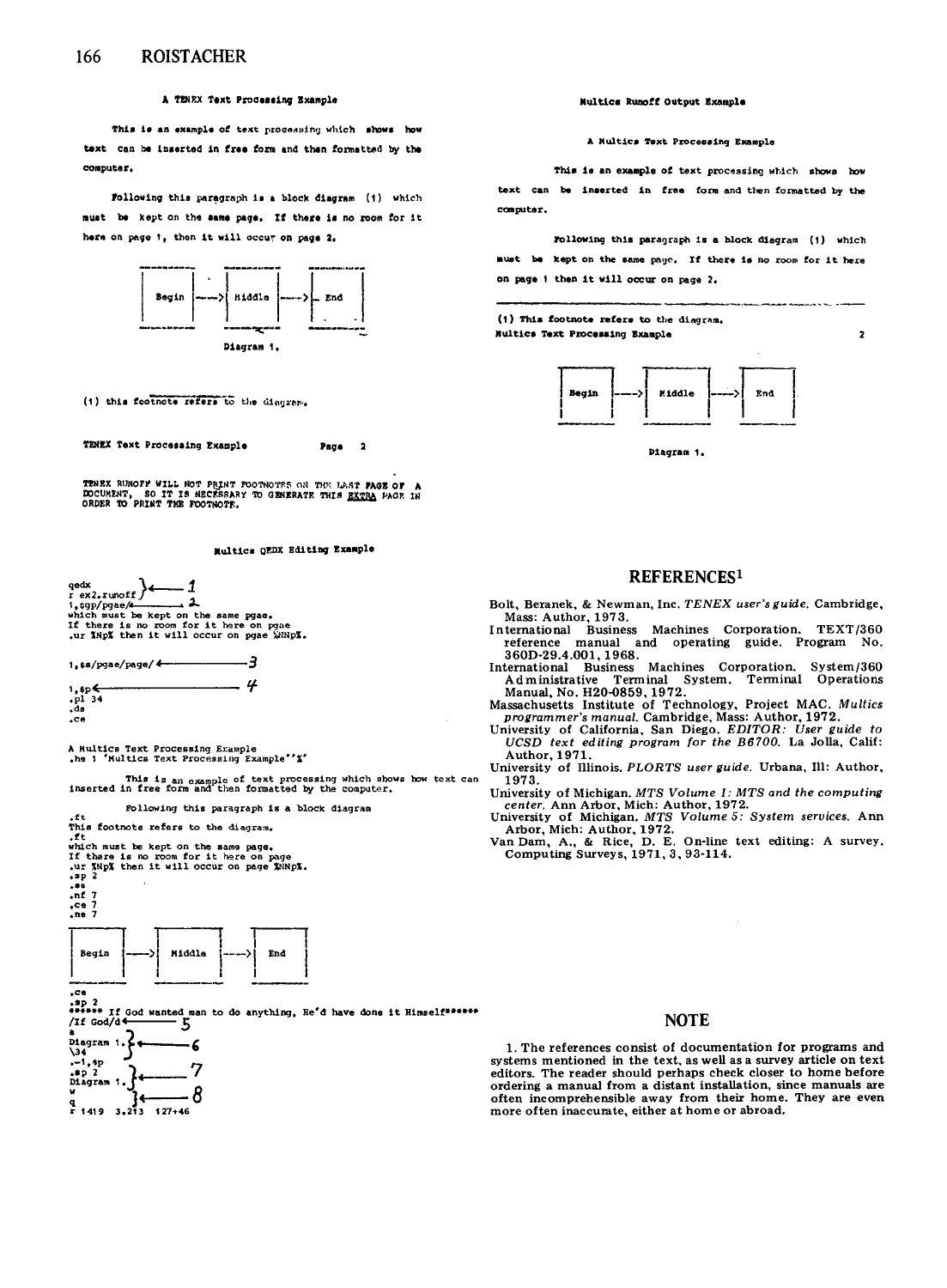A TENEX Text Processing Example

```
This is an example of text processing which shows how
text can be inserted in free form and then formatted by the
computer.

     Following this paragraph is a block diagram (1) which
must be kept on the same page. If there is no room for it
here on page 1, then it will occur on page 2.

       ---------     ---------     ---------
       |       |     |       |     |       |
       | Begin |---->| Middle|---->|  End  |
       |       |     |       |     |       |
       ---------     ---------     ---------
                    Diagram 1.

(1) this footnote refers to the diagram.


TENEX Text Processing Example          Page  2


TENEX RUNOFF WILL NOT PRINT FOOTNOTES ON THE LAST PAGE OF A
DOCUMENT, SO IT IS NECESSARY TO GENERATE THIS EXTRA PAGE IN
ORDER TO PRINT THE FOOTNOTE.
```

Multics QEDX Editing Example

```
qedx          }<---- 1
r ex2.runoff  }
1,$gp/pgae/<---------- 2
which must be kept on the same pgae.
If there is no room for it here on pgae
.ur %Np% then it will occur on pgae %NNp%.

1,$s/pgae/page/ <-------------------- 3

1,$p <------------------------------- 4
.pl 34
.ds
.ce

A Multics Text Processing Example
.he 1 'Multics Text Processing Example''%'

        This is an example of text processing which shows how text can
inserted in free form and then formatted by the computer.

        Following this paragraph is a block diagram
.ft
This footnote refers to the diagram.
.ft
which must be kept on the same page.
If there is no room for it here on page
.ur %Np% then it will occur on page %NNp%.
.sp 2
.ss
.nf 7
.ce 7
.ne 7

 ---------     ---------     ---------
 |       |     |       |     |       |
 | Begin |---->| Middle|---->|  End  |
 |       |     |       |     |       |
 ---------     ---------     ---------
.ce
.sp 2
****** If God wanted man to do anything, He'd have done it Himself******
/If God/d<-------- 5
a           }
Diagram 1.  }<-------- 6
\34         }
.-1,$p
.sp 2       }<-------- 7
Diagram 1.  }
w           }
q           }<-------- 8
r 1419  3.213  127+46
```

Multics Runoff Output Example

```
            A Multics Text Processing Example

     This is an example of text processing which shows how
text can be inserted in free form and then formatted by the
computer.

     Following this paragraph is a block diagram (1) which
must be kept on the same page. If there is no room for it here
on page 1 then it will occur on page 2.

_______________________________________________________________
(1) This footnote refers to the diagram.
Multics Text Processing Example                              2

       ---------     ---------     ---------
       |       |     |       |     |       |
       | Begin |---->| Middle|---->|  End  |
       |       |     |       |     |       |
       ---------     ---------     ---------

                    Diagram 1.
```

## REFERENCES[1]

Bolt, Beranek, & Newman, Inc. *TENEX user's guide*. Cambridge, Mass: Author, 1973.

International Business Machines Corporation. TEXT/360 reference manual and operating guide. Program No. 360D-29.4.001, 1968.

International Business Machines Corporation. System/360 Administrative Terminal System. Terminal Operations Manual, No. H20-0859, 1972.

Massachusetts Institute of Technology, Project MAC. *Multics programmer's manual*. Cambridge, Mass: Author, 1972.

University of California, San Diego. *EDITOR: User guide to UCSD text editing program for the B6700*. La Jolla, Calif: Author, 1971.

University of Illinois. *PLORTS user guide*. Urbana, Ill: Author, 1973.

University of Michigan. *MTS Volume 1: MTS and the computing center*. Ann Arbor, Mich: Author, 1972.

University of Michigan. *MTS Volume 5: System services*. Ann Arbor, Mich: Author, 1972.

Van Dam, A., & Rice, D. E. On-line text editing: A survey. Computing Surveys, 1971, 3, 93-114.

## NOTE

1. The references consist of documentation for programs and systems mentioned in the text, as well as a survey article on text editors. The reader should perhaps check closer to home before ordering a manual from a distant installation, since manuals are often incomprehensible away from their home. They are even more often inaccurate, either at home or abroad.